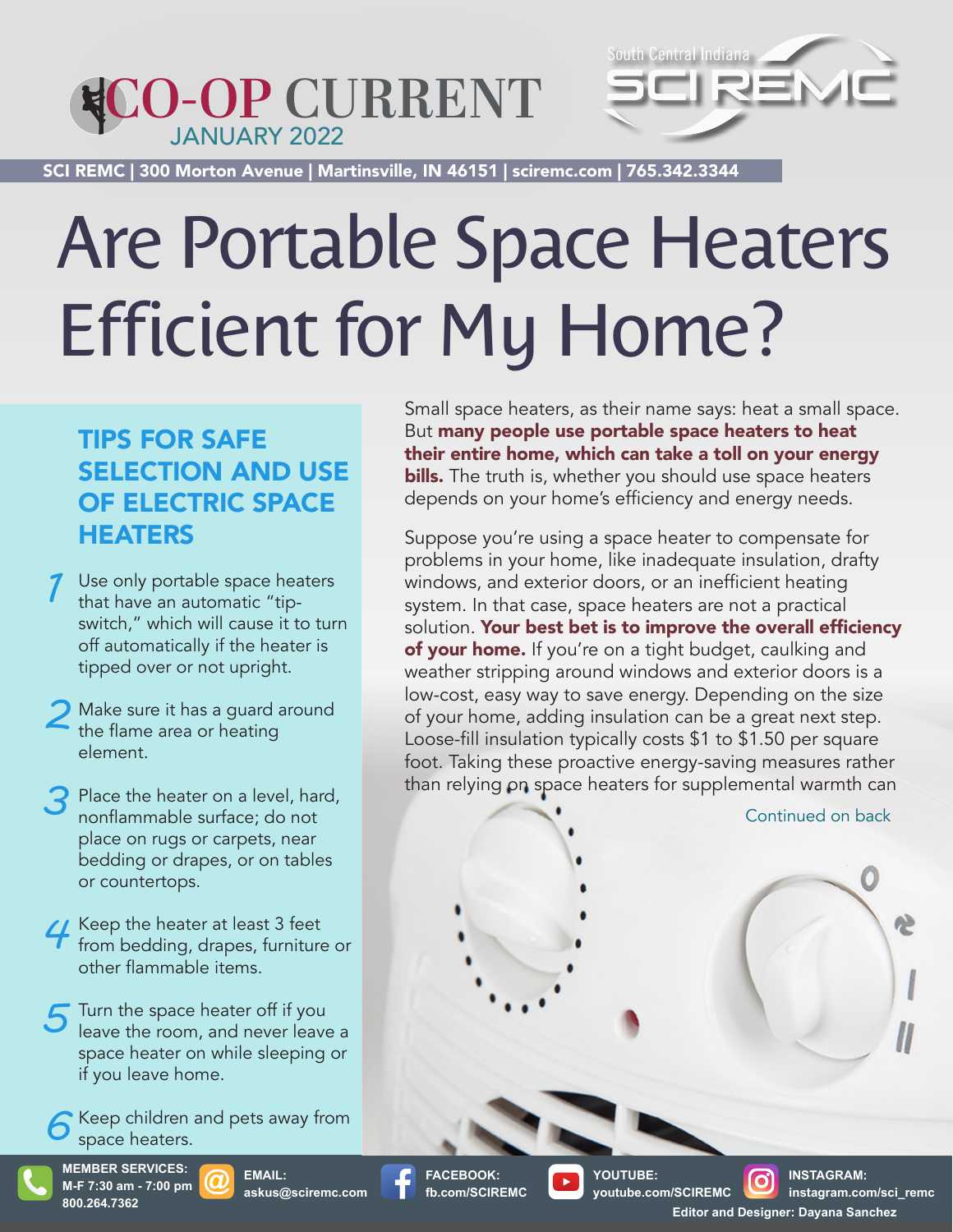# CO-OP CURRENT

JANUARY 2022

South Central Indiana SCI REMC

SCI REMC | 300 Morton Avenue | Martinsville, IN 46151 | sciremc.com | 765.342.3344

# Are Portable Space Heaters Efficient for My Home?

Small space heaters, as their name says: heat a small space. But **many people use portable space heaters to heat their entire home, which can take a toll on your energy bills.** The truth is, whether you should use space heaters depends on your home's efficiency and energy needs.

Suppose you're using a space heater to compensate for problems in your home, like inadequate insulation, drafty windows, and exterior doors, or an inefficient heating system. In that case, space heaters are not a practical solution. **Your best bet is to improve the overall efficiency of your home.** If you're on a tight budget, caulking and weather stripping around windows and exterior doors is a low-cost, easy way to save energy. Depending on the size of your home, adding insulation can be a great next step. Loose-fill insulation typically costs $1 to $1.50 per square foot. Taking these proactive energy-saving measures rather than relying on space heaters for supplemental warmth can

Continued on back

## TIPS FOR SAFE SELECTION AND USE OF ELECTRIC SPACE HEATERS

1. Use only portable space heaters that have an automatic "tip-switch," which will cause it to turn off automatically if the heater is tipped over or not upright.
2. Make sure it has a guard around the flame area or heating element.
3. Place the heater on a level, hard, nonflammable surface; do not place on rugs or carpets, near bedding or drapes, or on tables or countertops.
4. Keep the heater at least 3 feet from bedding, drapes, furniture or other flammable items.
5. Turn the space heater off if you leave the room, and never leave a space heater on while sleeping or if you leave home.
6. Keep children and pets away from space heaters.

**MEMBER SERVICES:** M-F 7:30 am - 7:00 pm 800.264.7362

**EMAIL:** askus@sciremc.com

**FACEBOOK:** fb.com/SCIREMC

**YOUTUBE:** youtube.com/SCIREMC

**INSTAGRAM:** instagram.com/sci_remc

Editor and Designer: Dayana Sanchez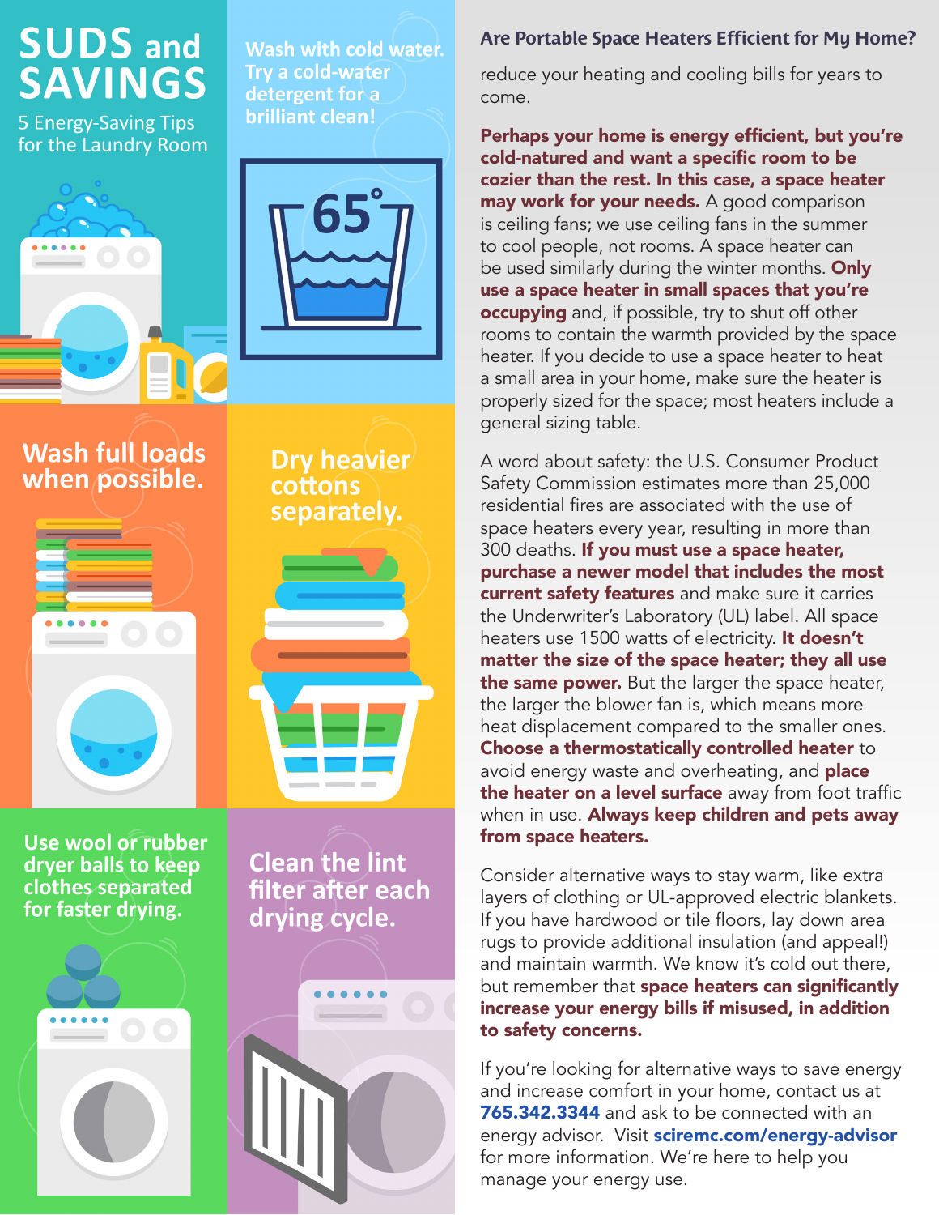# SUDS and SAVINGS

5 Energy-Saving Tips for the Laundry Room

**Wash with cold water. Try a cold-water detergent for a brilliant clean!**

65°

**Wash full loads when possible.**

**Dry heavier cottons separately.**

**Use wool or rubber dryer balls to keep clothes separated for faster drying.**

**Clean the lint filter after each drying cycle.**

## Are Portable Space Heaters Efficient for My Home?

reduce your heating and cooling bills for years to come.

**Perhaps your home is energy efficient, but you're cold-natured and want a specific room to be cozier than the rest. In this case, a space heater may work for your needs.** A good comparison is ceiling fans; we use ceiling fans in the summer to cool people, not rooms. A space heater can be used similarly during the winter months. **Only use a space heater in small spaces that you're occupying** and, if possible, try to shut off other rooms to contain the warmth provided by the space heater. If you decide to use a space heater to heat a small area in your home, make sure the heater is properly sized for the space; most heaters include a general sizing table.

A word about safety: the U.S. Consumer Product Safety Commission estimates more than 25,000 residential fires are associated with the use of space heaters every year, resulting in more than 300 deaths. **If you must use a space heater, purchase a newer model that includes the most current safety features** and make sure it carries the Underwriter's Laboratory (UL) label. All space heaters use 1500 watts of electricity. **It doesn't matter the size of the space heater; they all use the same power.** But the larger the space heater, the larger the blower fan is, which means more heat displacement compared to the smaller ones. **Choose a thermostatically controlled heater** to avoid energy waste and overheating, and **place the heater on a level surface** away from foot traffic when in use. **Always keep children and pets away from space heaters.**

Consider alternative ways to stay warm, like extra layers of clothing or UL-approved electric blankets. If you have hardwood or tile floors, lay down area rugs to provide additional insulation (and appeal!) and maintain warmth. We know it's cold out there, but remember that **space heaters can significantly increase your energy bills if misused, in addition to safety concerns.**

If you're looking for alternative ways to save energy and increase comfort in your home, contact us at **765.342.3344** and ask to be connected with an energy advisor. Visit **sciremc.com/energy-advisor** for more information. We're here to help you manage your energy use.